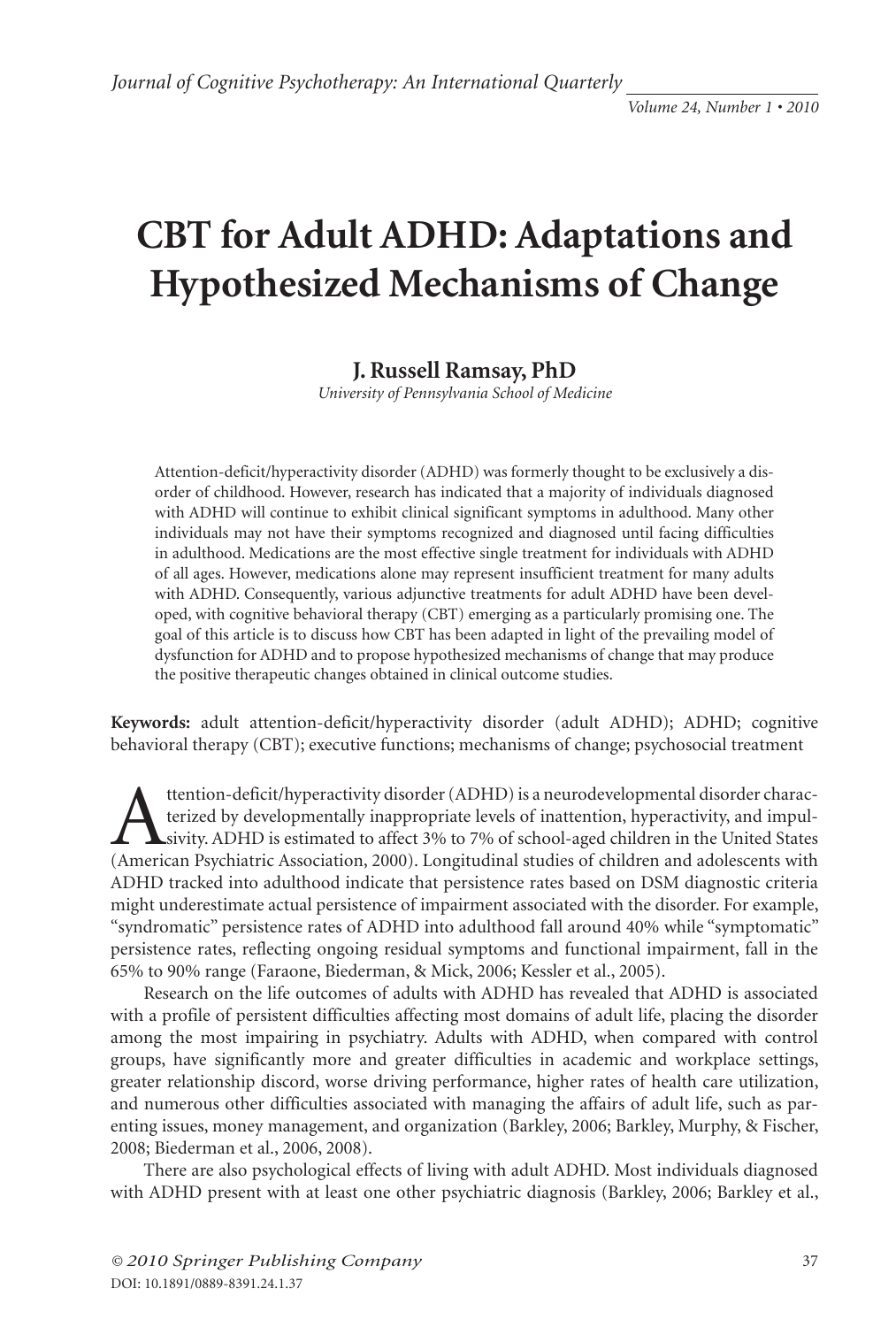# CBT for Adult ADHD: Adaptations and Hypothesized Mechanisms of Change

**J. Russell Ramsay, PhD**
*University of Pennsylvania School of Medicine*

Attention-deficit/hyperactivity disorder (ADHD) was formerly thought to be exclusively a disorder of childhood. However, research has indicated that a majority of individuals diagnosed with ADHD will continue to exhibit clinical significant symptoms in adulthood. Many other individuals may not have their symptoms recognized and diagnosed until facing difficulties in adulthood. Medications are the most effective single treatment for individuals with ADHD of all ages. However, medications alone may represent insufficient treatment for many adults with ADHD. Consequently, various adjunctive treatments for adult ADHD have been developed, with cognitive behavioral therapy (CBT) emerging as a particularly promising one. The goal of this article is to discuss how CBT has been adapted in light of the prevailing model of dysfunction for ADHD and to propose hypothesized mechanisms of change that may produce the positive therapeutic changes obtained in clinical outcome studies.

**Keywords:** adult attention-deficit/hyperactivity disorder (adult ADHD); ADHD; cognitive behavioral therapy (CBT); executive functions; mechanisms of change; psychosocial treatment

Attention-deficit/hyperactivity disorder (ADHD) is a neurodevelopmental disorder characterized by developmentally inappropriate levels of inattention, hyperactivity, and impulsivity. ADHD is estimated to affect 3% to 7% of school-aged children in the United States (American Psychiatric Association, 2000). Longitudinal studies of children and adolescents with ADHD tracked into adulthood indicate that persistence rates based on DSM diagnostic criteria might underestimate actual persistence of impairment associated with the disorder. For example, "syndromatic" persistence rates of ADHD into adulthood fall around 40% while "symptomatic" persistence rates, reflecting ongoing residual symptoms and functional impairment, fall in the 65% to 90% range (Faraone, Biederman, & Mick, 2006; Kessler et al., 2005).

Research on the life outcomes of adults with ADHD has revealed that ADHD is associated with a profile of persistent difficulties affecting most domains of adult life, placing the disorder among the most impairing in psychiatry. Adults with ADHD, when compared with control groups, have significantly more and greater difficulties in academic and workplace settings, greater relationship discord, worse driving performance, higher rates of health care utilization, and numerous other difficulties associated with managing the affairs of adult life, such as parenting issues, money management, and organization (Barkley, 2006; Barkley, Murphy, & Fischer, 2008; Biederman et al., 2006, 2008).

There are also psychological effects of living with adult ADHD. Most individuals diagnosed with ADHD present with at least one other psychiatric diagnosis (Barkley, 2006; Barkley et al.,

© 2010 Springer Publishing Company
DOI: 10.1891/0889-8391.24.1.37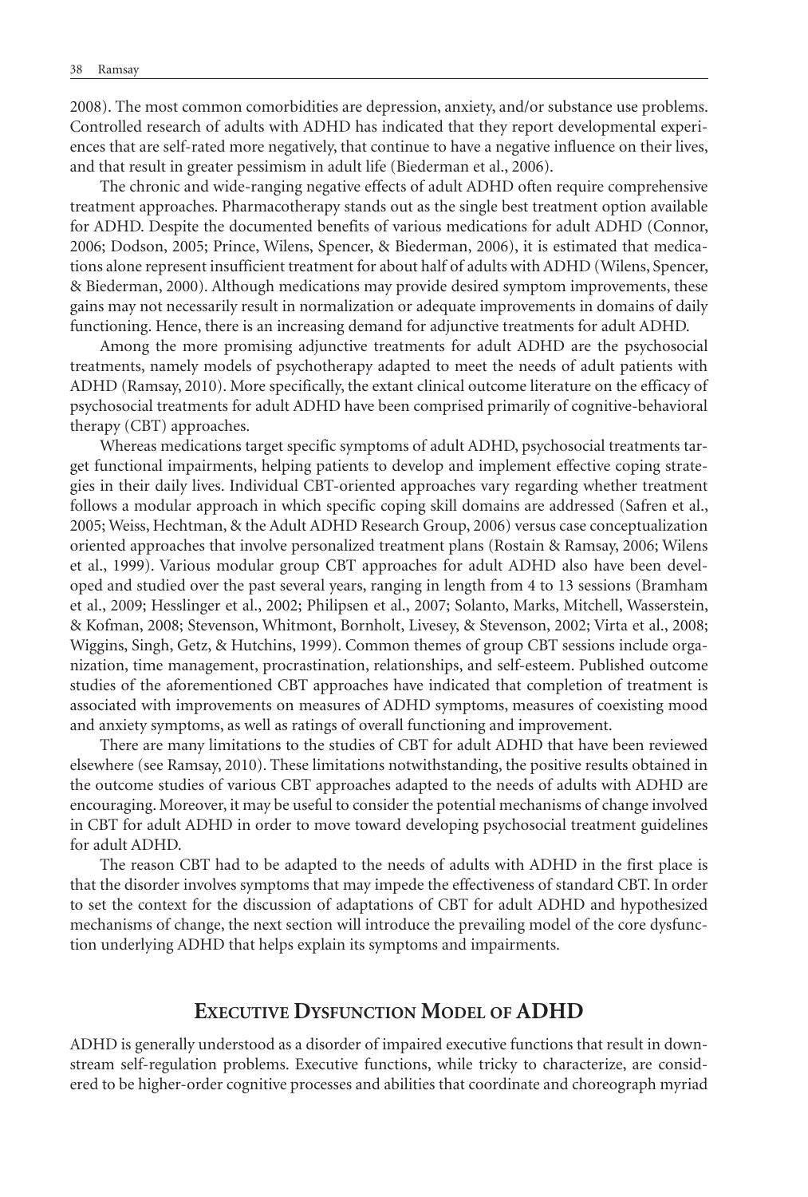2008). The most common comorbidities are depression, anxiety, and/or substance use problems. Controlled research of adults with ADHD has indicated that they report developmental experiences that are self-rated more negatively, that continue to have a negative influence on their lives, and that result in greater pessimism in adult life (Biederman et al., 2006).

The chronic and wide-ranging negative effects of adult ADHD often require comprehensive treatment approaches. Pharmacotherapy stands out as the single best treatment option available for ADHD. Despite the documented benefits of various medications for adult ADHD (Connor, 2006; Dodson, 2005; Prince, Wilens, Spencer, & Biederman, 2006), it is estimated that medications alone represent insufficient treatment for about half of adults with ADHD (Wilens, Spencer, & Biederman, 2000). Although medications may provide desired symptom improvements, these gains may not necessarily result in normalization or adequate improvements in domains of daily functioning. Hence, there is an increasing demand for adjunctive treatments for adult ADHD.

Among the more promising adjunctive treatments for adult ADHD are the psychosocial treatments, namely models of psychotherapy adapted to meet the needs of adult patients with ADHD (Ramsay, 2010). More specifically, the extant clinical outcome literature on the efficacy of psychosocial treatments for adult ADHD have been comprised primarily of cognitive-behavioral therapy (CBT) approaches.

Whereas medications target specific symptoms of adult ADHD, psychosocial treatments target functional impairments, helping patients to develop and implement effective coping strategies in their daily lives. Individual CBT-oriented approaches vary regarding whether treatment follows a modular approach in which specific coping skill domains are addressed (Safren et al., 2005; Weiss, Hechtman, & the Adult ADHD Research Group, 2006) versus case conceptualization oriented approaches that involve personalized treatment plans (Rostain & Ramsay, 2006; Wilens et al., 1999). Various modular group CBT approaches for adult ADHD also have been developed and studied over the past several years, ranging in length from 4 to 13 sessions (Bramham et al., 2009; Hesslinger et al., 2002; Philipsen et al., 2007; Solanto, Marks, Mitchell, Wasserstein, & Kofman, 2008; Stevenson, Whitmont, Bornholt, Livesey, & Stevenson, 2002; Virta et al., 2008; Wiggins, Singh, Getz, & Hutchins, 1999). Common themes of group CBT sessions include organization, time management, procrastination, relationships, and self-esteem. Published outcome studies of the aforementioned CBT approaches have indicated that completion of treatment is associated with improvements on measures of ADHD symptoms, measures of coexisting mood and anxiety symptoms, as well as ratings of overall functioning and improvement.

There are many limitations to the studies of CBT for adult ADHD that have been reviewed elsewhere (see Ramsay, 2010). These limitations notwithstanding, the positive results obtained in the outcome studies of various CBT approaches adapted to the needs of adults with ADHD are encouraging. Moreover, it may be useful to consider the potential mechanisms of change involved in CBT for adult ADHD in order to move toward developing psychosocial treatment guidelines for adult ADHD.

The reason CBT had to be adapted to the needs of adults with ADHD in the first place is that the disorder involves symptoms that may impede the effectiveness of standard CBT. In order to set the context for the discussion of adaptations of CBT for adult ADHD and hypothesized mechanisms of change, the next section will introduce the prevailing model of the core dysfunction underlying ADHD that helps explain its symptoms and impairments.

## Executive Dysfunction Model of ADHD

ADHD is generally understood as a disorder of impaired executive functions that result in downstream self-regulation problems. Executive functions, while tricky to characterize, are considered to be higher-order cognitive processes and abilities that coordinate and choreograph myriad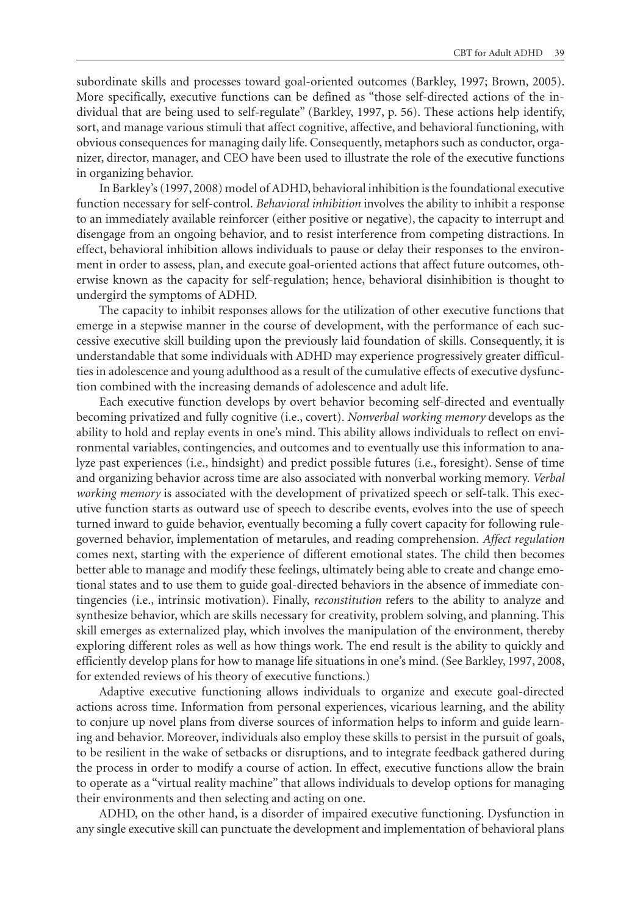subordinate skills and processes toward goal-oriented outcomes (Barkley, 1997; Brown, 2005). More specifically, executive functions can be defined as "those self-directed actions of the individual that are being used to self-regulate" (Barkley, 1997, p. 56). These actions help identify, sort, and manage various stimuli that affect cognitive, affective, and behavioral functioning, with obvious consequences for managing daily life. Consequently, metaphors such as conductor, organizer, director, manager, and CEO have been used to illustrate the role of the executive functions in organizing behavior.

In Barkley's (1997, 2008) model of ADHD, behavioral inhibition is the foundational executive function necessary for self-control. *Behavioral inhibition* involves the ability to inhibit a response to an immediately available reinforcer (either positive or negative), the capacity to interrupt and disengage from an ongoing behavior, and to resist interference from competing distractions. In effect, behavioral inhibition allows individuals to pause or delay their responses to the environment in order to assess, plan, and execute goal-oriented actions that affect future outcomes, otherwise known as the capacity for self-regulation; hence, behavioral disinhibition is thought to undergird the symptoms of ADHD.

The capacity to inhibit responses allows for the utilization of other executive functions that emerge in a stepwise manner in the course of development, with the performance of each successive executive skill building upon the previously laid foundation of skills. Consequently, it is understandable that some individuals with ADHD may experience progressively greater difficulties in adolescence and young adulthood as a result of the cumulative effects of executive dysfunction combined with the increasing demands of adolescence and adult life.

Each executive function develops by overt behavior becoming self-directed and eventually becoming privatized and fully cognitive (i.e., covert). *Nonverbal working memory* develops as the ability to hold and replay events in one's mind. This ability allows individuals to reflect on environmental variables, contingencies, and outcomes and to eventually use this information to analyze past experiences (i.e., hindsight) and predict possible futures (i.e., foresight). Sense of time and organizing behavior across time are also associated with nonverbal working memory. *Verbal working memory* is associated with the development of privatized speech or self-talk. This executive function starts as outward use of speech to describe events, evolves into the use of speech turned inward to guide behavior, eventually becoming a fully covert capacity for following rule-governed behavior, implementation of metarules, and reading comprehension. *Affect regulation* comes next, starting with the experience of different emotional states. The child then becomes better able to manage and modify these feelings, ultimately being able to create and change emotional states and to use them to guide goal-directed behaviors in the absence of immediate contingencies (i.e., intrinsic motivation). Finally, *reconstitution* refers to the ability to analyze and synthesize behavior, which are skills necessary for creativity, problem solving, and planning. This skill emerges as externalized play, which involves the manipulation of the environment, thereby exploring different roles as well as how things work. The end result is the ability to quickly and efficiently develop plans for how to manage life situations in one's mind. (See Barkley, 1997, 2008, for extended reviews of his theory of executive functions.)

Adaptive executive functioning allows individuals to organize and execute goal-directed actions across time. Information from personal experiences, vicarious learning, and the ability to conjure up novel plans from diverse sources of information helps to inform and guide learning and behavior. Moreover, individuals also employ these skills to persist in the pursuit of goals, to be resilient in the wake of setbacks or disruptions, and to integrate feedback gathered during the process in order to modify a course of action. In effect, executive functions allow the brain to operate as a "virtual reality machine" that allows individuals to develop options for managing their environments and then selecting and acting on one.

ADHD, on the other hand, is a disorder of impaired executive functioning. Dysfunction in any single executive skill can punctuate the development and implementation of behavioral plans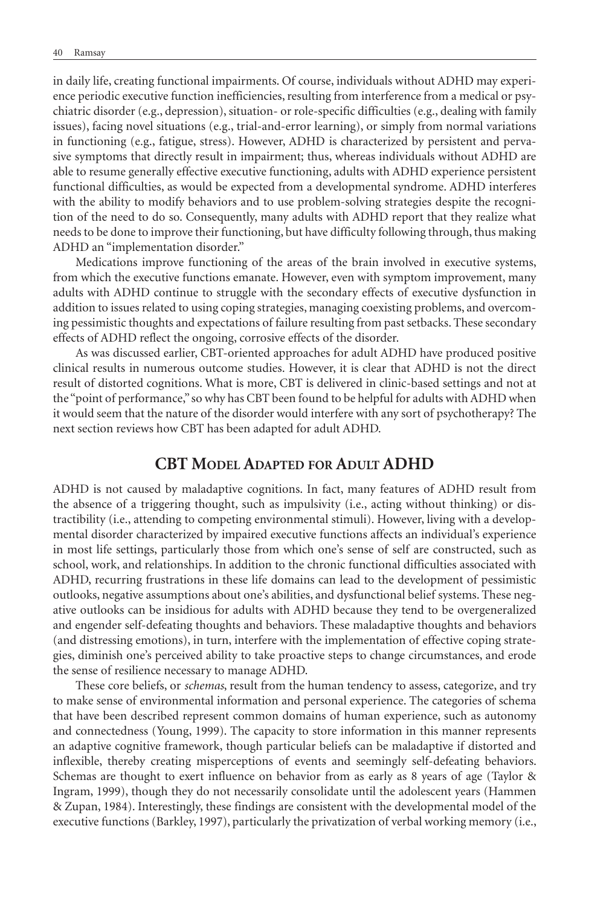in daily life, creating functional impairments. Of course, individuals without ADHD may experience periodic executive function inefficiencies, resulting from interference from a medical or psychiatric disorder (e.g., depression), situation- or role-specific difficulties (e.g., dealing with family issues), facing novel situations (e.g., trial-and-error learning), or simply from normal variations in functioning (e.g., fatigue, stress). However, ADHD is characterized by persistent and pervasive symptoms that directly result in impairment; thus, whereas individuals without ADHD are able to resume generally effective executive functioning, adults with ADHD experience persistent functional difficulties, as would be expected from a developmental syndrome. ADHD interferes with the ability to modify behaviors and to use problem-solving strategies despite the recognition of the need to do so. Consequently, many adults with ADHD report that they realize what needs to be done to improve their functioning, but have difficulty following through, thus making ADHD an "implementation disorder."

Medications improve functioning of the areas of the brain involved in executive systems, from which the executive functions emanate. However, even with symptom improvement, many adults with ADHD continue to struggle with the secondary effects of executive dysfunction in addition to issues related to using coping strategies, managing coexisting problems, and overcoming pessimistic thoughts and expectations of failure resulting from past setbacks. These secondary effects of ADHD reflect the ongoing, corrosive effects of the disorder.

As was discussed earlier, CBT-oriented approaches for adult ADHD have produced positive clinical results in numerous outcome studies. However, it is clear that ADHD is not the direct result of distorted cognitions. What is more, CBT is delivered in clinic-based settings and not at the "point of performance," so why has CBT been found to be helpful for adults with ADHD when it would seem that the nature of the disorder would interfere with any sort of psychotherapy? The next section reviews how CBT has been adapted for adult ADHD.

## CBT Model Adapted for Adult ADHD

ADHD is not caused by maladaptive cognitions. In fact, many features of ADHD result from the absence of a triggering thought, such as impulsivity (i.e., acting without thinking) or distractibility (i.e., attending to competing environmental stimuli). However, living with a developmental disorder characterized by impaired executive functions affects an individual's experience in most life settings, particularly those from which one's sense of self are constructed, such as school, work, and relationships. In addition to the chronic functional difficulties associated with ADHD, recurring frustrations in these life domains can lead to the development of pessimistic outlooks, negative assumptions about one's abilities, and dysfunctional belief systems. These negative outlooks can be insidious for adults with ADHD because they tend to be overgeneralized and engender self-defeating thoughts and behaviors. These maladaptive thoughts and behaviors (and distressing emotions), in turn, interfere with the implementation of effective coping strategies, diminish one's perceived ability to take proactive steps to change circumstances, and erode the sense of resilience necessary to manage ADHD.

These core beliefs, or *schemas*, result from the human tendency to assess, categorize, and try to make sense of environmental information and personal experience. The categories of schema that have been described represent common domains of human experience, such as autonomy and connectedness (Young, 1999). The capacity to store information in this manner represents an adaptive cognitive framework, though particular beliefs can be maladaptive if distorted and inflexible, thereby creating misperceptions of events and seemingly self-defeating behaviors. Schemas are thought to exert influence on behavior from as early as 8 years of age (Taylor & Ingram, 1999), though they do not necessarily consolidate until the adolescent years (Hammen & Zupan, 1984). Interestingly, these findings are consistent with the developmental model of the executive functions (Barkley, 1997), particularly the privatization of verbal working memory (i.e.,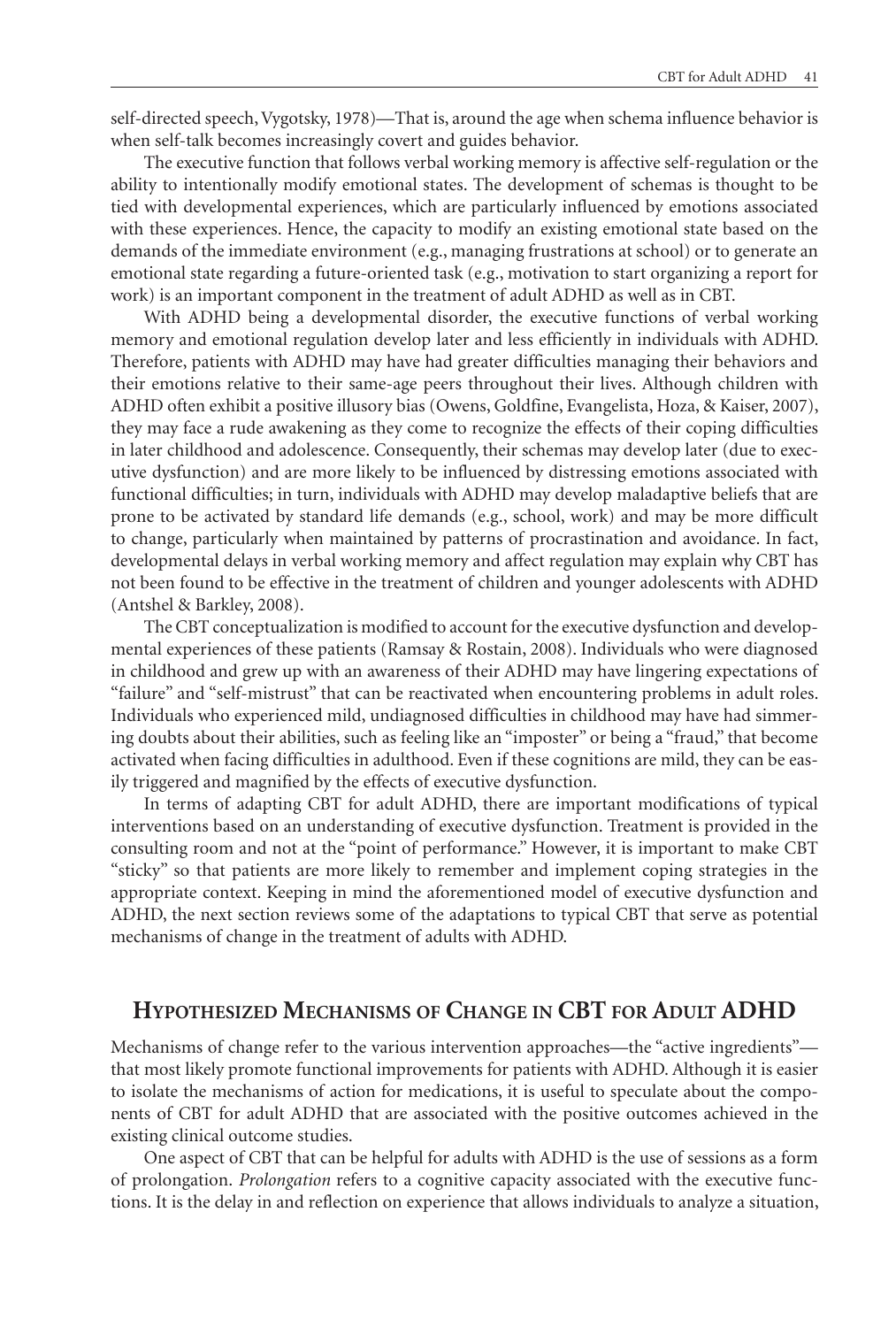self-directed speech, Vygotsky, 1978)—That is, around the age when schema influence behavior is when self-talk becomes increasingly covert and guides behavior.

The executive function that follows verbal working memory is affective self-regulation or the ability to intentionally modify emotional states. The development of schemas is thought to be tied with developmental experiences, which are particularly influenced by emotions associated with these experiences. Hence, the capacity to modify an existing emotional state based on the demands of the immediate environment (e.g., managing frustrations at school) or to generate an emotional state regarding a future-oriented task (e.g., motivation to start organizing a report for work) is an important component in the treatment of adult ADHD as well as in CBT.

With ADHD being a developmental disorder, the executive functions of verbal working memory and emotional regulation develop later and less efficiently in individuals with ADHD. Therefore, patients with ADHD may have had greater difficulties managing their behaviors and their emotions relative to their same-age peers throughout their lives. Although children with ADHD often exhibit a positive illusory bias (Owens, Goldfine, Evangelista, Hoza, & Kaiser, 2007), they may face a rude awakening as they come to recognize the effects of their coping difficulties in later childhood and adolescence. Consequently, their schemas may develop later (due to executive dysfunction) and are more likely to be influenced by distressing emotions associated with functional difficulties; in turn, individuals with ADHD may develop maladaptive beliefs that are prone to be activated by standard life demands (e.g., school, work) and may be more difficult to change, particularly when maintained by patterns of procrastination and avoidance. In fact, developmental delays in verbal working memory and affect regulation may explain why CBT has not been found to be effective in the treatment of children and younger adolescents with ADHD (Antshel & Barkley, 2008).

The CBT conceptualization is modified to account for the executive dysfunction and developmental experiences of these patients (Ramsay & Rostain, 2008). Individuals who were diagnosed in childhood and grew up with an awareness of their ADHD may have lingering expectations of "failure" and "self-mistrust" that can be reactivated when encountering problems in adult roles. Individuals who experienced mild, undiagnosed difficulties in childhood may have had simmering doubts about their abilities, such as feeling like an "imposter" or being a "fraud," that become activated when facing difficulties in adulthood. Even if these cognitions are mild, they can be easily triggered and magnified by the effects of executive dysfunction.

In terms of adapting CBT for adult ADHD, there are important modifications of typical interventions based on an understanding of executive dysfunction. Treatment is provided in the consulting room and not at the "point of performance." However, it is important to make CBT "sticky" so that patients are more likely to remember and implement coping strategies in the appropriate context. Keeping in mind the aforementioned model of executive dysfunction and ADHD, the next section reviews some of the adaptations to typical CBT that serve as potential mechanisms of change in the treatment of adults with ADHD.

## Hypothesized Mechanisms of Change in CBT for Adult ADHD

Mechanisms of change refer to the various intervention approaches—the "active ingredients"—that most likely promote functional improvements for patients with ADHD. Although it is easier to isolate the mechanisms of action for medications, it is useful to speculate about the components of CBT for adult ADHD that are associated with the positive outcomes achieved in the existing clinical outcome studies.

One aspect of CBT that can be helpful for adults with ADHD is the use of sessions as a form of prolongation. *Prolongation* refers to a cognitive capacity associated with the executive functions. It is the delay in and reflection on experience that allows individuals to analyze a situation,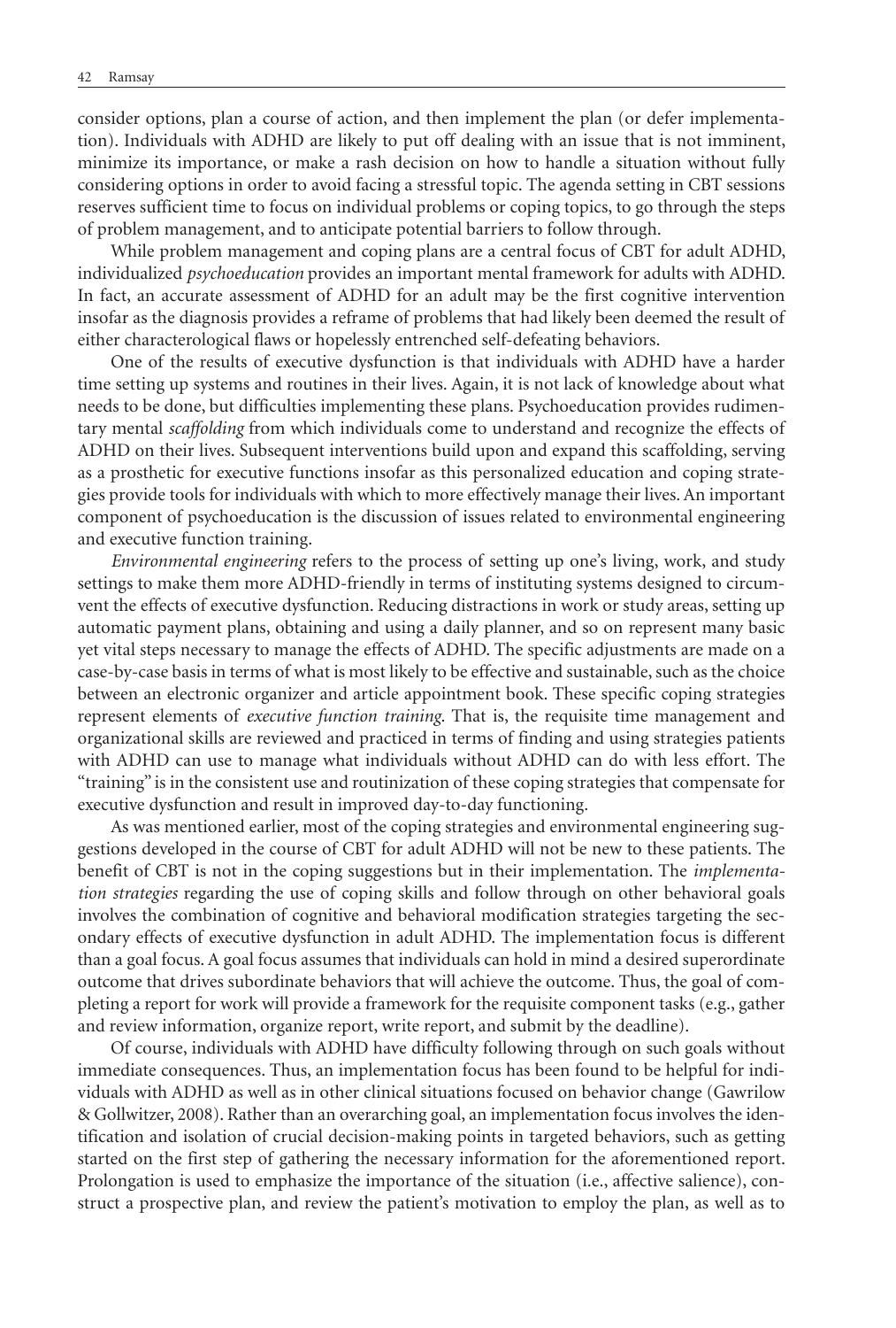consider options, plan a course of action, and then implement the plan (or defer implementation). Individuals with ADHD are likely to put off dealing with an issue that is not imminent, minimize its importance, or make a rash decision on how to handle a situation without fully considering options in order to avoid facing a stressful topic. The agenda setting in CBT sessions reserves sufficient time to focus on individual problems or coping topics, to go through the steps of problem management, and to anticipate potential barriers to follow through.

While problem management and coping plans are a central focus of CBT for adult ADHD, individualized *psychoeducation* provides an important mental framework for adults with ADHD. In fact, an accurate assessment of ADHD for an adult may be the first cognitive intervention insofar as the diagnosis provides a reframe of problems that had likely been deemed the result of either characterological flaws or hopelessly entrenched self-defeating behaviors.

One of the results of executive dysfunction is that individuals with ADHD have a harder time setting up systems and routines in their lives. Again, it is not lack of knowledge about what needs to be done, but difficulties implementing these plans. Psychoeducation provides rudimentary mental *scaffolding* from which individuals come to understand and recognize the effects of ADHD on their lives. Subsequent interventions build upon and expand this scaffolding, serving as a prosthetic for executive functions insofar as this personalized education and coping strategies provide tools for individuals with which to more effectively manage their lives. An important component of psychoeducation is the discussion of issues related to environmental engineering and executive function training.

*Environmental engineering* refers to the process of setting up one's living, work, and study settings to make them more ADHD-friendly in terms of instituting systems designed to circumvent the effects of executive dysfunction. Reducing distractions in work or study areas, setting up automatic payment plans, obtaining and using a daily planner, and so on represent many basic yet vital steps necessary to manage the effects of ADHD. The specific adjustments are made on a case-by-case basis in terms of what is most likely to be effective and sustainable, such as the choice between an electronic organizer and article appointment book. These specific coping strategies represent elements of *executive function training*. That is, the requisite time management and organizational skills are reviewed and practiced in terms of finding and using strategies patients with ADHD can use to manage what individuals without ADHD can do with less effort. The "training" is in the consistent use and routinization of these coping strategies that compensate for executive dysfunction and result in improved day-to-day functioning.

As was mentioned earlier, most of the coping strategies and environmental engineering suggestions developed in the course of CBT for adult ADHD will not be new to these patients. The benefit of CBT is not in the coping suggestions but in their implementation. The *implementation strategies* regarding the use of coping skills and follow through on other behavioral goals involves the combination of cognitive and behavioral modification strategies targeting the secondary effects of executive dysfunction in adult ADHD. The implementation focus is different than a goal focus. A goal focus assumes that individuals can hold in mind a desired superordinate outcome that drives subordinate behaviors that will achieve the outcome. Thus, the goal of completing a report for work will provide a framework for the requisite component tasks (e.g., gather and review information, organize report, write report, and submit by the deadline).

Of course, individuals with ADHD have difficulty following through on such goals without immediate consequences. Thus, an implementation focus has been found to be helpful for individuals with ADHD as well as in other clinical situations focused on behavior change (Gawrilow & Gollwitzer, 2008). Rather than an overarching goal, an implementation focus involves the identification and isolation of crucial decision-making points in targeted behaviors, such as getting started on the first step of gathering the necessary information for the aforementioned report. Prolongation is used to emphasize the importance of the situation (i.e., affective salience), construct a prospective plan, and review the patient's motivation to employ the plan, as well as to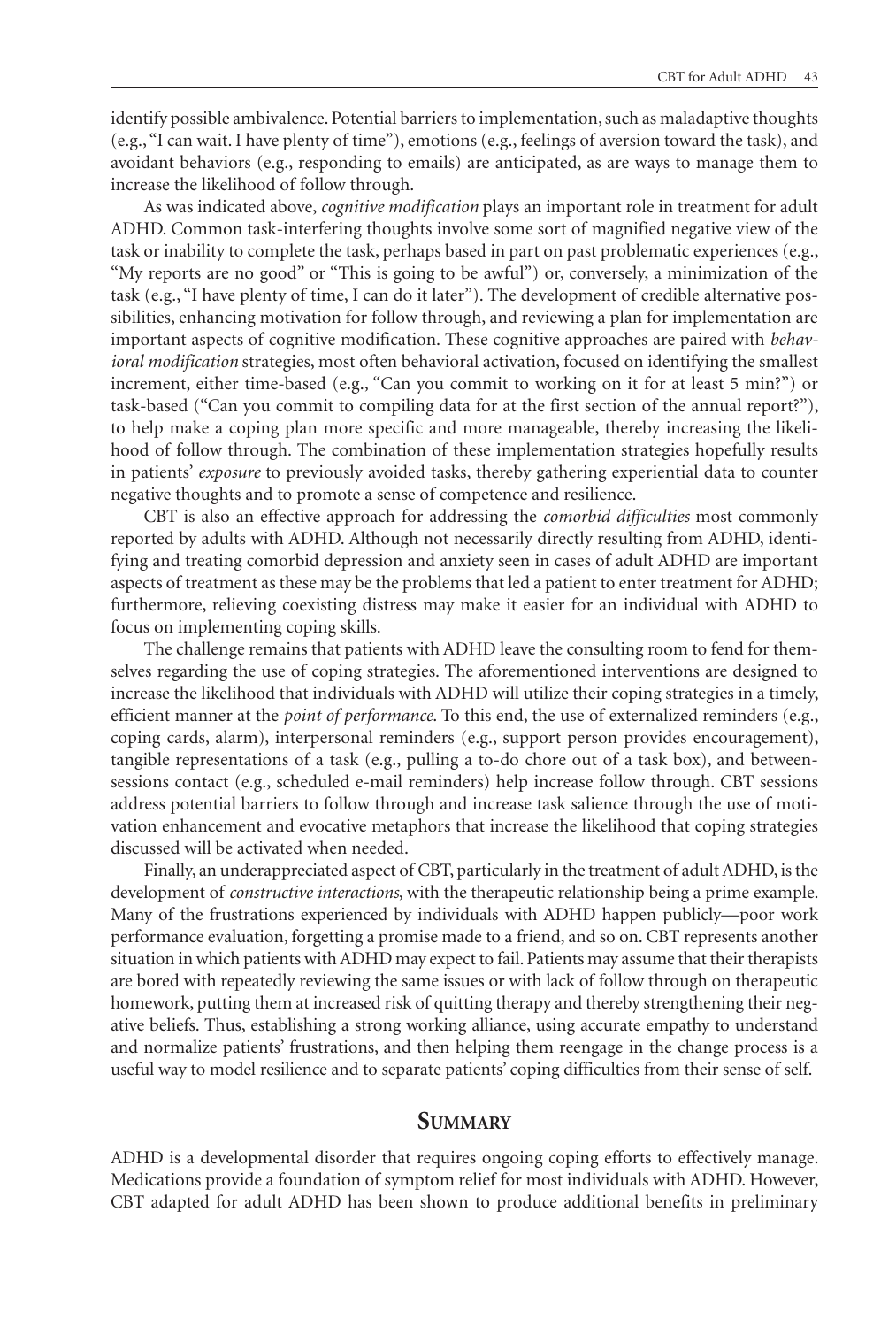identify possible ambivalence. Potential barriers to implementation, such as maladaptive thoughts (e.g., "I can wait. I have plenty of time"), emotions (e.g., feelings of aversion toward the task), and avoidant behaviors (e.g., responding to emails) are anticipated, as are ways to manage them to increase the likelihood of follow through.

As was indicated above, *cognitive modification* plays an important role in treatment for adult ADHD. Common task-interfering thoughts involve some sort of magnified negative view of the task or inability to complete the task, perhaps based in part on past problematic experiences (e.g., "My reports are no good" or "This is going to be awful") or, conversely, a minimization of the task (e.g., "I have plenty of time, I can do it later"). The development of credible alternative possibilities, enhancing motivation for follow through, and reviewing a plan for implementation are important aspects of cognitive modification. These cognitive approaches are paired with *behavioral modification* strategies, most often behavioral activation, focused on identifying the smallest increment, either time-based (e.g., "Can you commit to working on it for at least 5 min?") or task-based ("Can you commit to compiling data for at the first section of the annual report?"), to help make a coping plan more specific and more manageable, thereby increasing the likelihood of follow through. The combination of these implementation strategies hopefully results in patients' *exposure* to previously avoided tasks, thereby gathering experiential data to counter negative thoughts and to promote a sense of competence and resilience.

CBT is also an effective approach for addressing the *comorbid difficulties* most commonly reported by adults with ADHD. Although not necessarily directly resulting from ADHD, identifying and treating comorbid depression and anxiety seen in cases of adult ADHD are important aspects of treatment as these may be the problems that led a patient to enter treatment for ADHD; furthermore, relieving coexisting distress may make it easier for an individual with ADHD to focus on implementing coping skills.

The challenge remains that patients with ADHD leave the consulting room to fend for themselves regarding the use of coping strategies. The aforementioned interventions are designed to increase the likelihood that individuals with ADHD will utilize their coping strategies in a timely, efficient manner at the *point of performance*. To this end, the use of externalized reminders (e.g., coping cards, alarm), interpersonal reminders (e.g., support person provides encouragement), tangible representations of a task (e.g., pulling a to-do chore out of a task box), and between-sessions contact (e.g., scheduled e-mail reminders) help increase follow through. CBT sessions address potential barriers to follow through and increase task salience through the use of motivation enhancement and evocative metaphors that increase the likelihood that coping strategies discussed will be activated when needed.

Finally, an underappreciated aspect of CBT, particularly in the treatment of adult ADHD, is the development of *constructive interactions*, with the therapeutic relationship being a prime example. Many of the frustrations experienced by individuals with ADHD happen publicly—poor work performance evaluation, forgetting a promise made to a friend, and so on. CBT represents another situation in which patients with ADHD may expect to fail. Patients may assume that their therapists are bored with repeatedly reviewing the same issues or with lack of follow through on therapeutic homework, putting them at increased risk of quitting therapy and thereby strengthening their negative beliefs. Thus, establishing a strong working alliance, using accurate empathy to understand and normalize patients' frustrations, and then helping them reengage in the change process is a useful way to model resilience and to separate patients' coping difficulties from their sense of self.

## Summary

ADHD is a developmental disorder that requires ongoing coping efforts to effectively manage. Medications provide a foundation of symptom relief for most individuals with ADHD. However, CBT adapted for adult ADHD has been shown to produce additional benefits in preliminary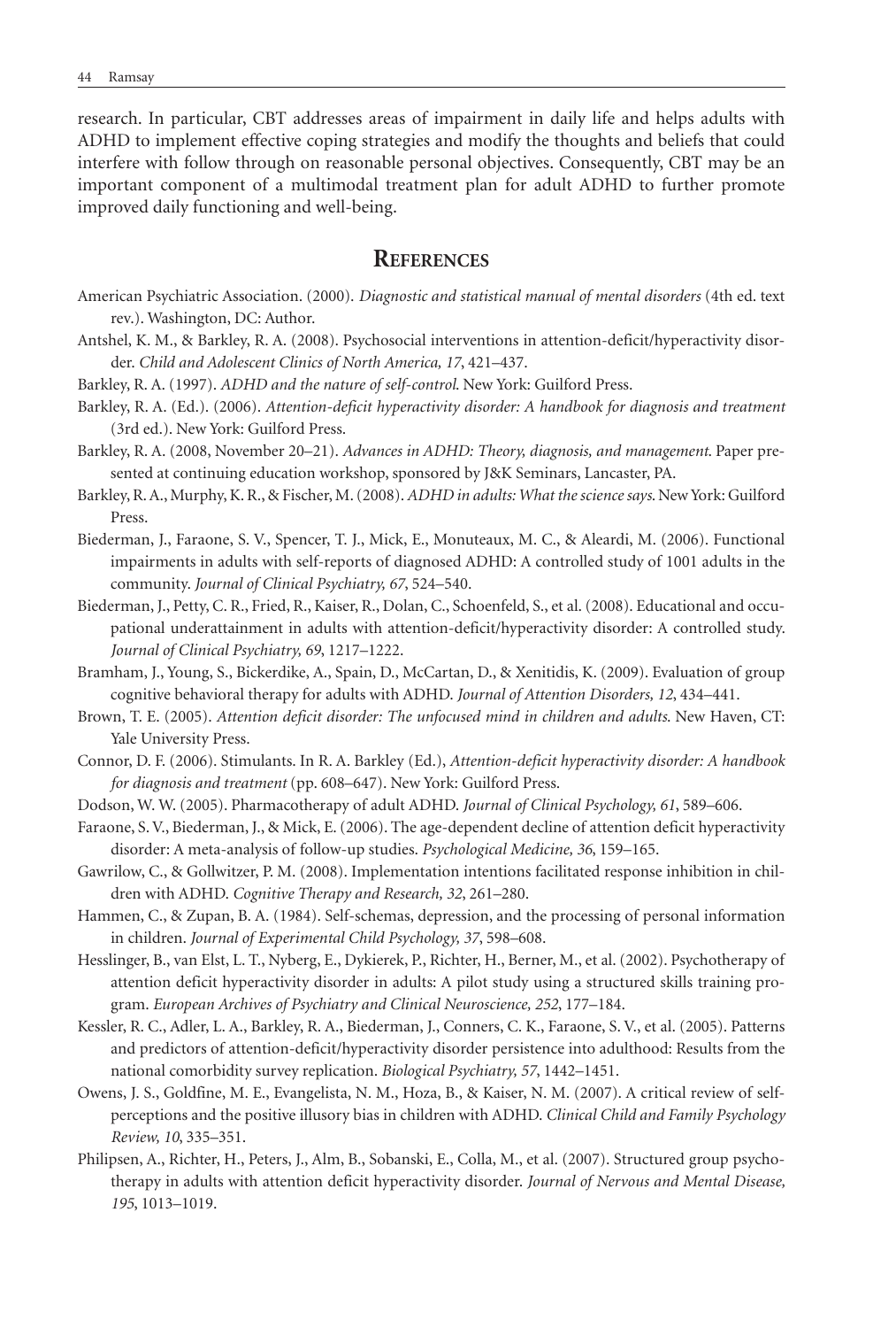research. In particular, CBT addresses areas of impairment in daily life and helps adults with ADHD to implement effective coping strategies and modify the thoughts and beliefs that could interfere with follow through on reasonable personal objectives. Consequently, CBT may be an important component of a multimodal treatment plan for adult ADHD to further promote improved daily functioning and well-being.

## References

American Psychiatric Association. (2000). *Diagnostic and statistical manual of mental disorders* (4th ed. text rev.). Washington, DC: Author.

Antshel, K. M., & Barkley, R. A. (2008). Psychosocial interventions in attention-deficit/hyperactivity disorder. *Child and Adolescent Clinics of North America, 17*, 421–437.

Barkley, R. A. (1997). *ADHD and the nature of self-control*. New York: Guilford Press.

Barkley, R. A. (Ed.). (2006). *Attention-deficit hyperactivity disorder: A handbook for diagnosis and treatment* (3rd ed.). New York: Guilford Press.

Barkley, R. A. (2008, November 20–21). *Advances in ADHD: Theory, diagnosis, and management*. Paper presented at continuing education workshop, sponsored by J&K Seminars, Lancaster, PA.

Barkley, R. A., Murphy, K. R., & Fischer, M. (2008). *ADHD in adults: What the science says*. New York: Guilford Press.

Biederman, J., Faraone, S. V., Spencer, T. J., Mick, E., Monuteaux, M. C., & Aleardi, M. (2006). Functional impairments in adults with self-reports of diagnosed ADHD: A controlled study of 1001 adults in the community. *Journal of Clinical Psychiatry, 67*, 524–540.

Biederman, J., Petty, C. R., Fried, R., Kaiser, R., Dolan, C., Schoenfeld, S., et al. (2008). Educational and occupational underattainment in adults with attention-deficit/hyperactivity disorder: A controlled study. *Journal of Clinical Psychiatry, 69*, 1217–1222.

Bramham, J., Young, S., Bickerdike, A., Spain, D., McCartan, D., & Xenitidis, K. (2009). Evaluation of group cognitive behavioral therapy for adults with ADHD. *Journal of Attention Disorders, 12*, 434–441.

Brown, T. E. (2005). *Attention deficit disorder: The unfocused mind in children and adults*. New Haven, CT: Yale University Press.

Connor, D. F. (2006). Stimulants. In R. A. Barkley (Ed.), *Attention-deficit hyperactivity disorder: A handbook for diagnosis and treatment* (pp. 608–647). New York: Guilford Press.

Dodson, W. W. (2005). Pharmacotherapy of adult ADHD. *Journal of Clinical Psychology, 61*, 589–606.

Faraone, S. V., Biederman, J., & Mick, E. (2006). The age-dependent decline of attention deficit hyperactivity disorder: A meta-analysis of follow-up studies. *Psychological Medicine, 36*, 159–165.

Gawrilow, C., & Gollwitzer, P. M. (2008). Implementation intentions facilitated response inhibition in children with ADHD. *Cognitive Therapy and Research, 32*, 261–280.

Hammen, C., & Zupan, B. A. (1984). Self-schemas, depression, and the processing of personal information in children. *Journal of Experimental Child Psychology, 37*, 598–608.

Hesslinger, B., van Elst, L. T., Nyberg, E., Dykierek, P., Richter, H., Berner, M., et al. (2002). Psychotherapy of attention deficit hyperactivity disorder in adults: A pilot study using a structured skills training program. *European Archives of Psychiatry and Clinical Neuroscience, 252*, 177–184.

Kessler, R. C., Adler, L. A., Barkley, R. A., Biederman, J., Conners, C. K., Faraone, S. V., et al. (2005). Patterns and predictors of attention-deficit/hyperactivity disorder persistence into adulthood: Results from the national comorbidity survey replication. *Biological Psychiatry, 57*, 1442–1451.

Owens, J. S., Goldfine, M. E., Evangelista, N. M., Hoza, B., & Kaiser, N. M. (2007). A critical review of self-perceptions and the positive illusory bias in children with ADHD. *Clinical Child and Family Psychology Review, 10*, 335–351.

Philipsen, A., Richter, H., Peters, J., Alm, B., Sobanski, E., Colla, M., et al. (2007). Structured group psychotherapy in adults with attention deficit hyperactivity disorder. *Journal of Nervous and Mental Disease, 195*, 1013–1019.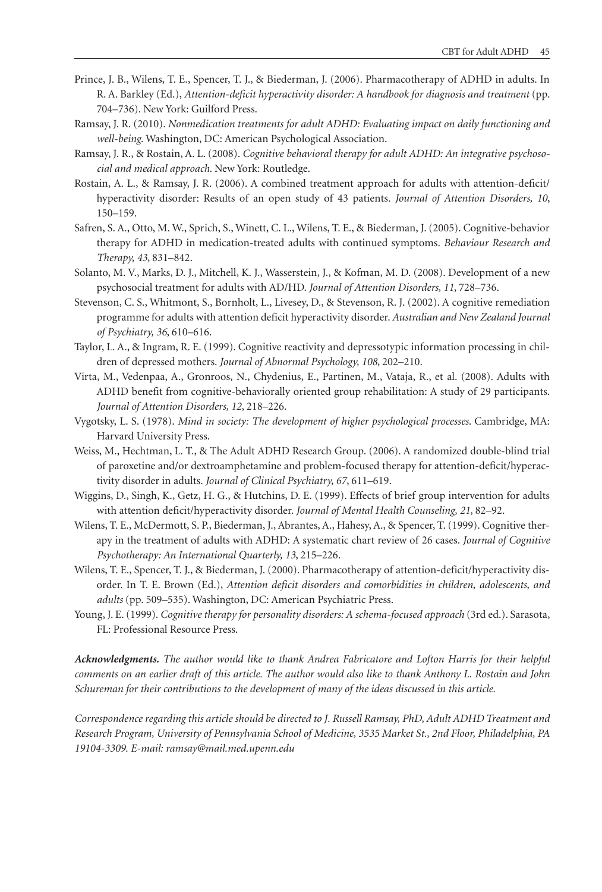Prince, J. B., Wilens, T. E., Spencer, T. J., & Biederman, J. (2006). Pharmacotherapy of ADHD in adults. In R. A. Barkley (Ed.), *Attention-deficit hyperactivity disorder: A handbook for diagnosis and treatment* (pp. 704–736). New York: Guilford Press.

Ramsay, J. R. (2010). *Nonmedication treatments for adult ADHD: Evaluating impact on daily functioning and well-being*. Washington, DC: American Psychological Association.

Ramsay, J. R., & Rostain, A. L. (2008). *Cognitive behavioral therapy for adult ADHD: An integrative psychosocial and medical approach*. New York: Routledge.

Rostain, A. L., & Ramsay, J. R. (2006). A combined treatment approach for adults with attention-deficit/hyperactivity disorder: Results of an open study of 43 patients. *Journal of Attention Disorders, 10*, 150–159.

Safren, S. A., Otto, M. W., Sprich, S., Winett, C. L., Wilens, T. E., & Biederman, J. (2005). Cognitive-behavior therapy for ADHD in medication-treated adults with continued symptoms. *Behaviour Research and Therapy, 43*, 831–842.

Solanto, M. V., Marks, D. J., Mitchell, K. J., Wasserstein, J., & Kofman, M. D. (2008). Development of a new psychosocial treatment for adults with AD/HD. *Journal of Attention Disorders, 11*, 728–736.

Stevenson, C. S., Whitmont, S., Bornholt, L., Livesey, D., & Stevenson, R. J. (2002). A cognitive remediation programme for adults with attention deficit hyperactivity disorder. *Australian and New Zealand Journal of Psychiatry, 36*, 610–616.

Taylor, L. A., & Ingram, R. E. (1999). Cognitive reactivity and depressotypic information processing in children of depressed mothers. *Journal of Abnormal Psychology, 108*, 202–210.

Virta, M., Vedenpaa, A., Gronroos, N., Chydenius, E., Partinen, M., Vataja, R., et al. (2008). Adults with ADHD benefit from cognitive-behaviorally oriented group rehabilitation: A study of 29 participants. *Journal of Attention Disorders, 12*, 218–226.

Vygotsky, L. S. (1978). *Mind in society: The development of higher psychological processes*. Cambridge, MA: Harvard University Press.

Weiss, M., Hechtman, L. T., & The Adult ADHD Research Group. (2006). A randomized double-blind trial of paroxetine and/or dextroamphetamine and problem-focused therapy for attention-deficit/hyperactivity disorder in adults. *Journal of Clinical Psychiatry, 67*, 611–619.

Wiggins, D., Singh, K., Getz, H. G., & Hutchins, D. E. (1999). Effects of brief group intervention for adults with attention deficit/hyperactivity disorder. *Journal of Mental Health Counseling, 21*, 82–92.

Wilens, T. E., McDermott, S. P., Biederman, J., Abrantes, A., Hahesy, A., & Spencer, T. (1999). Cognitive therapy in the treatment of adults with ADHD: A systematic chart review of 26 cases. *Journal of Cognitive Psychotherapy: An International Quarterly, 13*, 215–226.

Wilens, T. E., Spencer, T. J., & Biederman, J. (2000). Pharmacotherapy of attention-deficit/hyperactivity disorder. In T. E. Brown (Ed.), *Attention deficit disorders and comorbidities in children, adolescents, and adults* (pp. 509–535). Washington, DC: American Psychiatric Press.

Young, J. E. (1999). *Cognitive therapy for personality disorders: A schema-focused approach* (3rd ed.). Sarasota, FL: Professional Resource Press.

***Acknowledgments.*** *The author would like to thank Andrea Fabricatore and Lofton Harris for their helpful comments on an earlier draft of this article. The author would also like to thank Anthony L. Rostain and John Schureman for their contributions to the development of many of the ideas discussed in this article.*

*Correspondence regarding this article should be directed to J. Russell Ramsay, PhD, Adult ADHD Treatment and Research Program, University of Pennsylvania School of Medicine, 3535 Market St., 2nd Floor, Philadelphia, PA 19104-3309. E-mail: ramsay@mail.med.upenn.edu*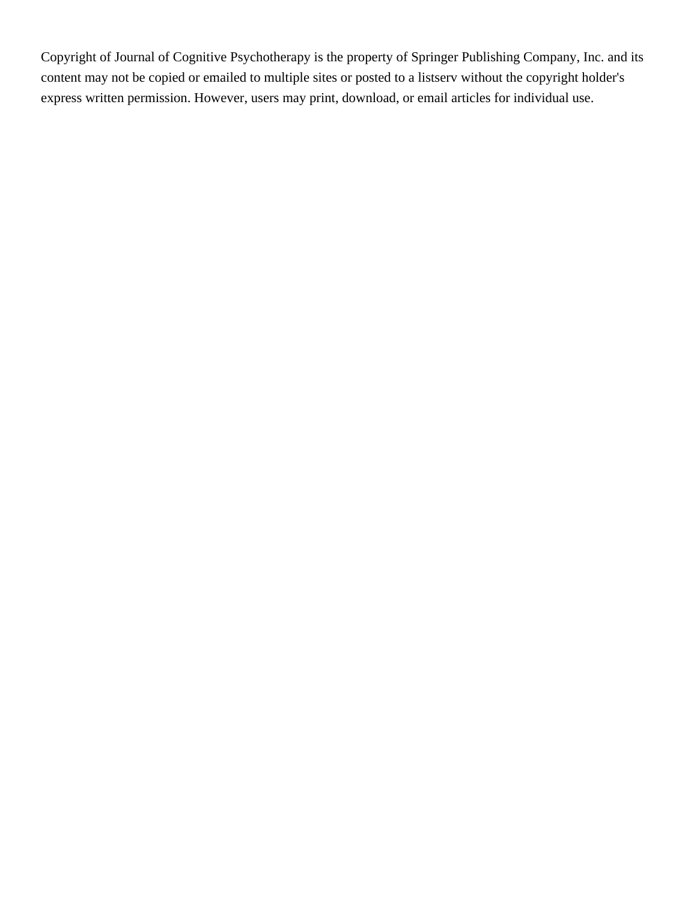Copyright of Journal of Cognitive Psychotherapy is the property of Springer Publishing Company, Inc. and its content may not be copied or emailed to multiple sites or posted to a listserv without the copyright holder's express written permission. However, users may print, download, or email articles for individual use.